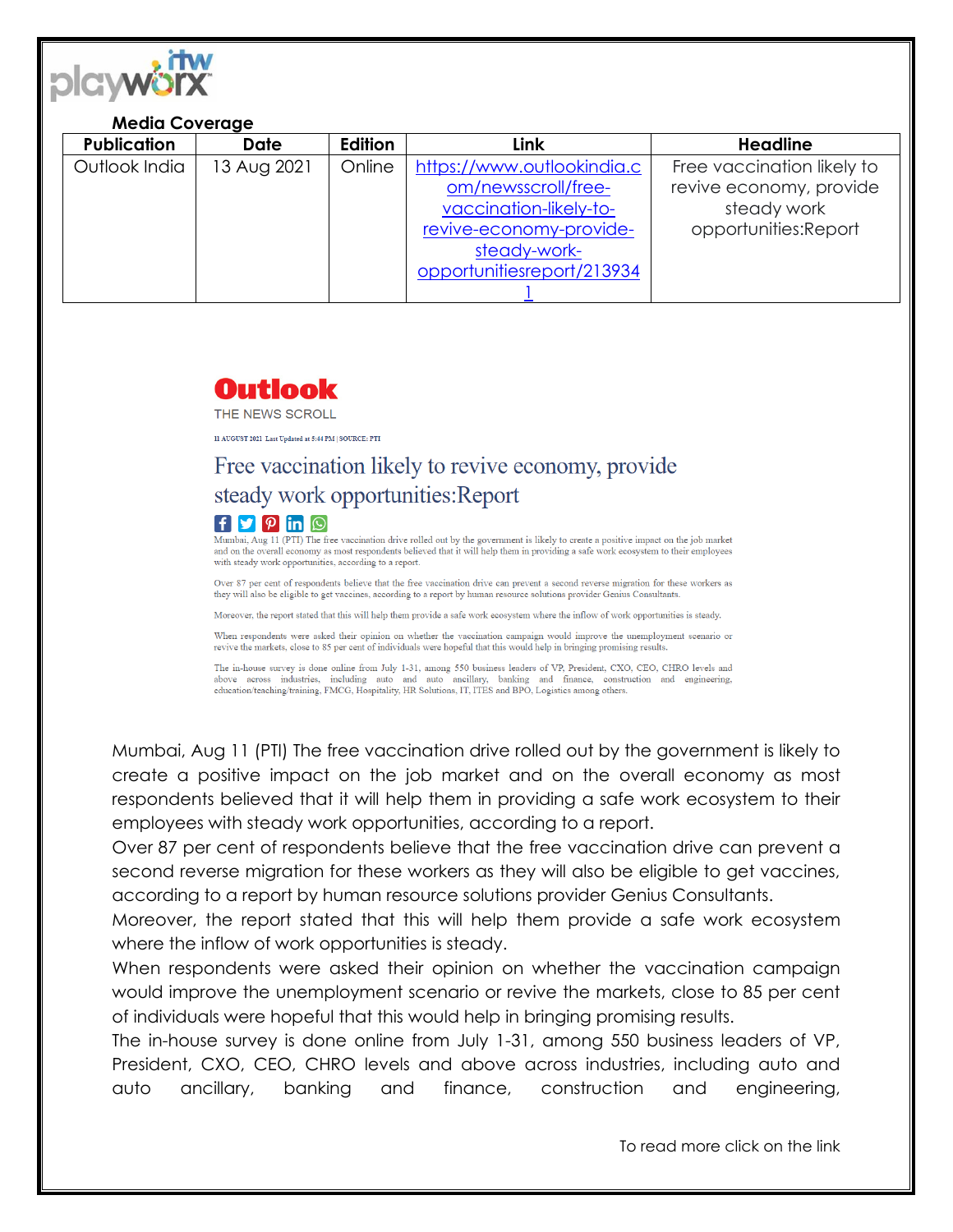**Media Coverage**

| Publication | Date | Edition | Link | Headline |
|---|---|---|---|---|
| Outlook India | 13 Aug 2021 | Online | https://www.outlookindia.com/newsscroll/free-vaccination-likely-to-revive-economy-provide-steady-work-opportunitiesreport/2139341 | Free vaccination likely to revive economy, provide steady work opportunities:Report |

**Outlook**
THE NEWS SCROLL

11 AUGUST 2021 Last Updated at 5:44 PM | SOURCE: PTI

# Free vaccination likely to revive economy, provide steady work opportunities:Report

Mumbai, Aug 11 (PTI) The free vaccination drive rolled out by the government is likely to create a positive impact on the job market and on the overall economy as most respondents believed that it will help them in providing a safe work ecosystem to their employees with steady work opportunities, according to a report.

Over 87 per cent of respondents believe that the free vaccination drive can prevent a second reverse migration for these workers as they will also be eligible to get vaccines, according to a report by human resource solutions provider Genius Consultants.

Moreover, the report stated that this will help them provide a safe work ecosystem where the inflow of work opportunities is steady.

When respondents were asked their opinion on whether the vaccination campaign would improve the unemployment scenario or revive the markets, close to 85 per cent of individuals were hopeful that this would help in bringing promising results.

The in-house survey is done online from July 1-31, among 550 business leaders of VP, President, CXO, CEO, CHRO levels and above across industries, including auto and auto ancillary, banking and finance, construction and engineering, education/teaching/training, FMCG, Hospitality, HR Solutions, IT, ITES and BPO, Logistics among others.

Mumbai, Aug 11 (PTI) The free vaccination drive rolled out by the government is likely to create a positive impact on the job market and on the overall economy as most respondents believed that it will help them in providing a safe work ecosystem to their employees with steady work opportunities, according to a report.
Over 87 per cent of respondents believe that the free vaccination drive can prevent a second reverse migration for these workers as they will also be eligible to get vaccines, according to a report by human resource solutions provider Genius Consultants.
Moreover, the report stated that this will help them provide a safe work ecosystem where the inflow of work opportunities is steady.
When respondents were asked their opinion on whether the vaccination campaign would improve the unemployment scenario or revive the markets, close to 85 per cent of individuals were hopeful that this would help in bringing promising results.
The in-house survey is done online from July 1-31, among 550 business leaders of VP, President, CXO, CEO, CHRO levels and above across industries, including auto and auto ancillary, banking and finance, construction and engineering,

To read more click on the link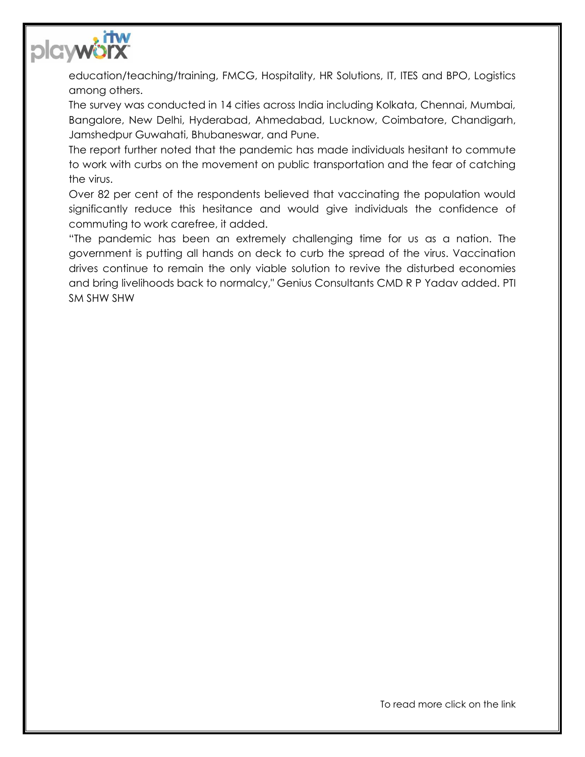education/teaching/training, FMCG, Hospitality, HR Solutions, IT, ITES and BPO, Logistics among others.

The survey was conducted in 14 cities across India including Kolkata, Chennai, Mumbai, Bangalore, New Delhi, Hyderabad, Ahmedabad, Lucknow, Coimbatore, Chandigarh, Jamshedpur Guwahati, Bhubaneswar, and Pune.

The report further noted that the pandemic has made individuals hesitant to commute to work with curbs on the movement on public transportation and the fear of catching the virus.

Over 82 per cent of the respondents believed that vaccinating the population would significantly reduce this hesitance and would give individuals the confidence of commuting to work carefree, it added.

"The pandemic has been an extremely challenging time for us as a nation. The government is putting all hands on deck to curb the spread of the virus. Vaccination drives continue to remain the only viable solution to revive the disturbed economies and bring livelihoods back to normalcy," Genius Consultants CMD R P Yadav added. PTI SM SHW SHW

To read more click on the link